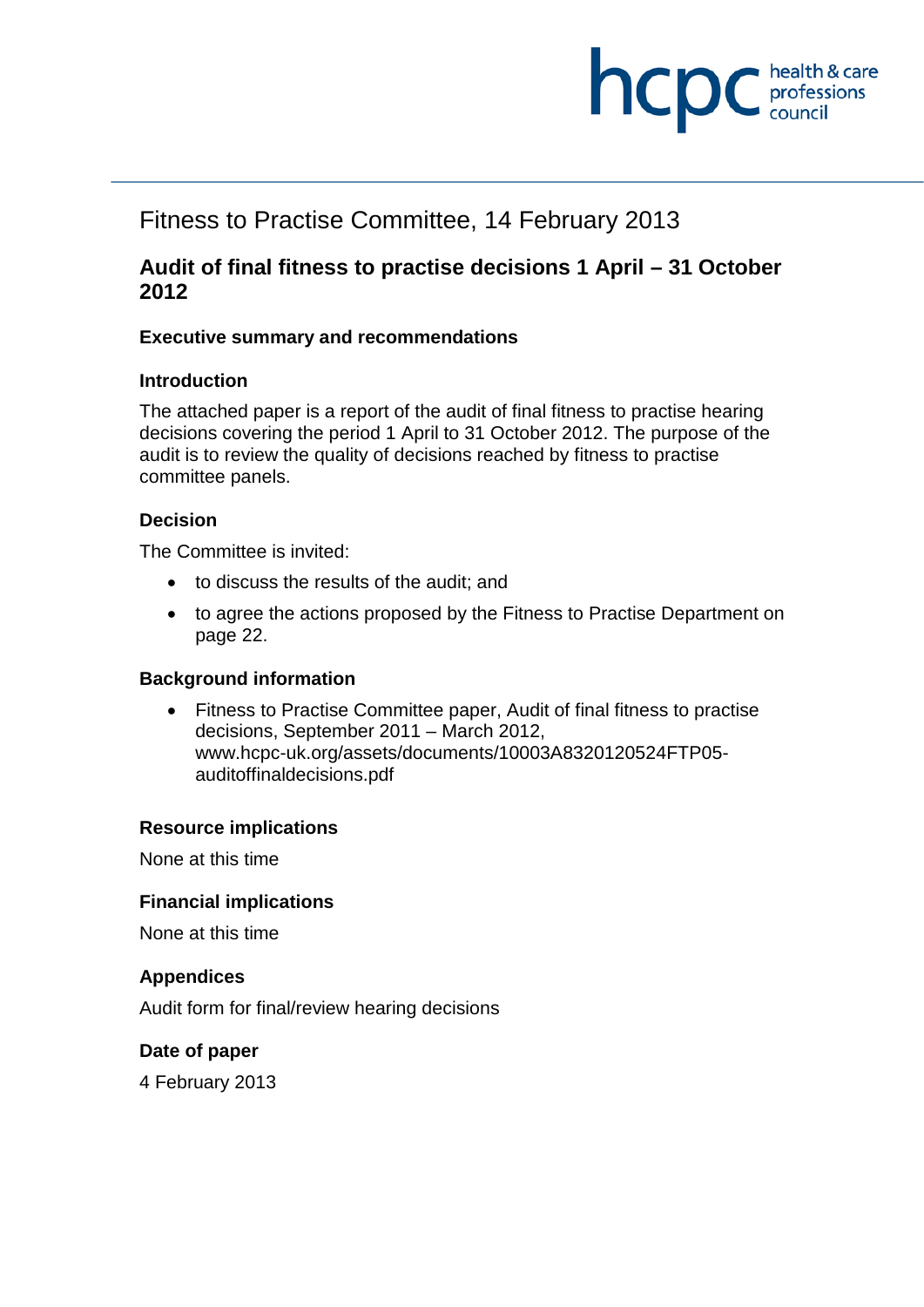# Fitness to Practise Committee, 14 February 2013

## Audit of final fitness to practise decisions 1 April – 31 October 2012

### Executive summary and recommendations

#### Introduction

The attached paper is a report of the audit of final fitness to practise hearing decisions covering the period 1 April to 31 October 2012. The purpose of the audit is to review the quality of decisions reached by fitness to practise committee panels.

#### Decision

The Committee is invited:

- to discuss the results of the audit; and
- to agree the actions proposed by the Fitness to Practise Department on page 22.

#### Background information

- Fitness to Practise Committee paper, Audit of final fitness to practise decisions, September 2011 – March 2012, www.hcpc-uk.org/assets/documents/10003A8320120524FTP05-auditoffinaldecisions.pdf

#### Resource implications

None at this time

#### Financial implications

None at this time

#### Appendices

Audit form for final/review hearing decisions

#### Date of paper

4 February 2013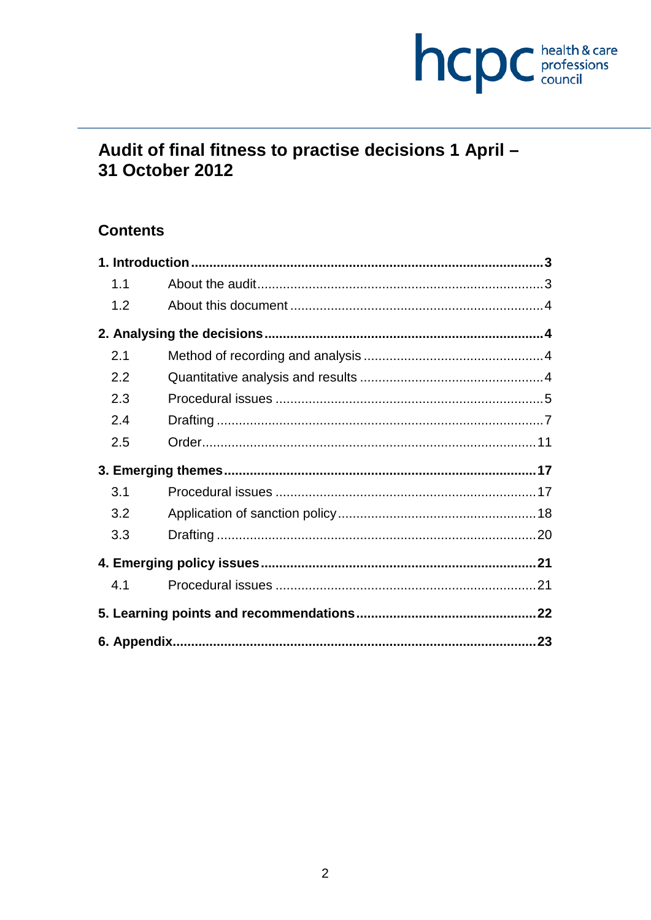# Audit of final fitness to practise decisions 1 April – 31 October 2012

## Contents

**1. Introduction** ..... **3**
- 1.1 About the audit ..... 3
- 1.2 About this document ..... 4

**2. Analysing the decisions** ..... **4**
- 2.1 Method of recording and analysis ..... 4
- 2.2 Quantitative analysis and results ..... 4
- 2.3 Procedural issues ..... 5
- 2.4 Drafting ..... 7
- 2.5 Order ..... 11

**3. Emerging themes** ..... **17**
- 3.1 Procedural issues ..... 17
- 3.2 Application of sanction policy ..... 18
- 3.3 Drafting ..... 20

**4. Emerging policy issues** ..... **21**
- 4.1 Procedural issues ..... 21

**5. Learning points and recommendations** ..... **22**

**6. Appendix** ..... **23**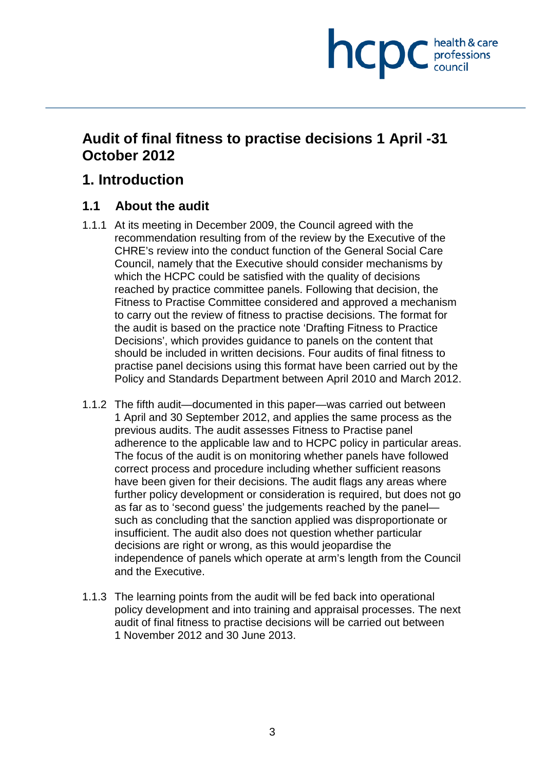# Audit of final fitness to practise decisions 1 April -31 October 2012

## 1. Introduction

### 1.1 About the audit

1.1.1 At its meeting in December 2009, the Council agreed with the recommendation resulting from of the review by the Executive of the CHRE's review into the conduct function of the General Social Care Council, namely that the Executive should consider mechanisms by which the HCPC could be satisfied with the quality of decisions reached by practice committee panels. Following that decision, the Fitness to Practise Committee considered and approved a mechanism to carry out the review of fitness to practise decisions. The format for the audit is based on the practice note 'Drafting Fitness to Practice Decisions', which provides guidance to panels on the content that should be included in written decisions. Four audits of final fitness to practise panel decisions using this format have been carried out by the Policy and Standards Department between April 2010 and March 2012.

1.1.2 The fifth audit—documented in this paper—was carried out between 1 April and 30 September 2012, and applies the same process as the previous audits. The audit assesses Fitness to Practise panel adherence to the applicable law and to HCPC policy in particular areas. The focus of the audit is on monitoring whether panels have followed correct process and procedure including whether sufficient reasons have been given for their decisions. The audit flags any areas where further policy development or consideration is required, but does not go as far as to 'second guess' the judgements reached by the panel—such as concluding that the sanction applied was disproportionate or insufficient. The audit also does not question whether particular decisions are right or wrong, as this would jeopardise the independence of panels which operate at arm's length from the Council and the Executive.

1.1.3 The learning points from the audit will be fed back into operational policy development and into training and appraisal processes. The next audit of final fitness to practise decisions will be carried out between 1 November 2012 and 30 June 2013.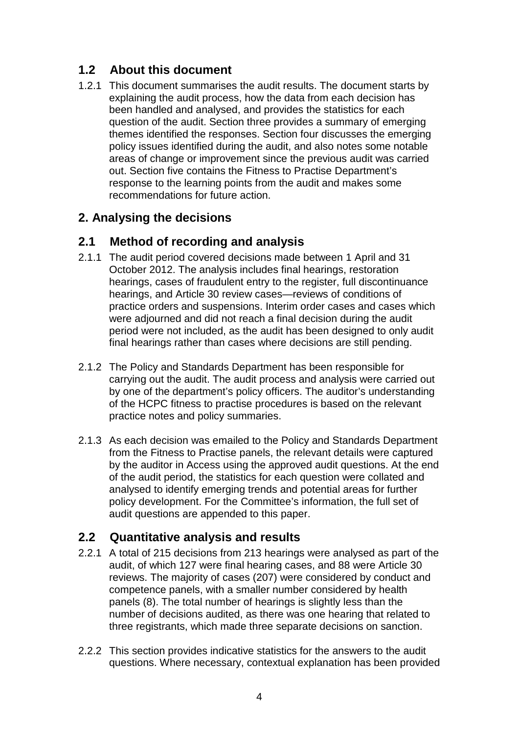## 1.2 About this document

1.2.1 This document summarises the audit results. The document starts by explaining the audit process, how the data from each decision has been handled and analysed, and provides the statistics for each question of the audit. Section three provides a summary of emerging themes identified the responses. Section four discusses the emerging policy issues identified during the audit, and also notes some notable areas of change or improvement since the previous audit was carried out. Section five contains the Fitness to Practise Department's response to the learning points from the audit and makes some recommendations for future action.

## 2. Analysing the decisions

## 2.1 Method of recording and analysis

2.1.1 The audit period covered decisions made between 1 April and 31 October 2012. The analysis includes final hearings, restoration hearings, cases of fraudulent entry to the register, full discontinuance hearings, and Article 30 review cases—reviews of conditions of practice orders and suspensions. Interim order cases and cases which were adjourned and did not reach a final decision during the audit period were not included, as the audit has been designed to only audit final hearings rather than cases where decisions are still pending.

2.1.2 The Policy and Standards Department has been responsible for carrying out the audit. The audit process and analysis were carried out by one of the department's policy officers. The auditor's understanding of the HCPC fitness to practise procedures is based on the relevant practice notes and policy summaries.

2.1.3 As each decision was emailed to the Policy and Standards Department from the Fitness to Practise panels, the relevant details were captured by the auditor in Access using the approved audit questions. At the end of the audit period, the statistics for each question were collated and analysed to identify emerging trends and potential areas for further policy development. For the Committee's information, the full set of audit questions are appended to this paper.

## 2.2 Quantitative analysis and results

2.2.1 A total of 215 decisions from 213 hearings were analysed as part of the audit, of which 127 were final hearing cases, and 88 were Article 30 reviews. The majority of cases (207) were considered by conduct and competence panels, with a smaller number considered by health panels (8). The total number of hearings is slightly less than the number of decisions audited, as there was one hearing that related to three registrants, which made three separate decisions on sanction.

2.2.2 This section provides indicative statistics for the answers to the audit questions. Where necessary, contextual explanation has been provided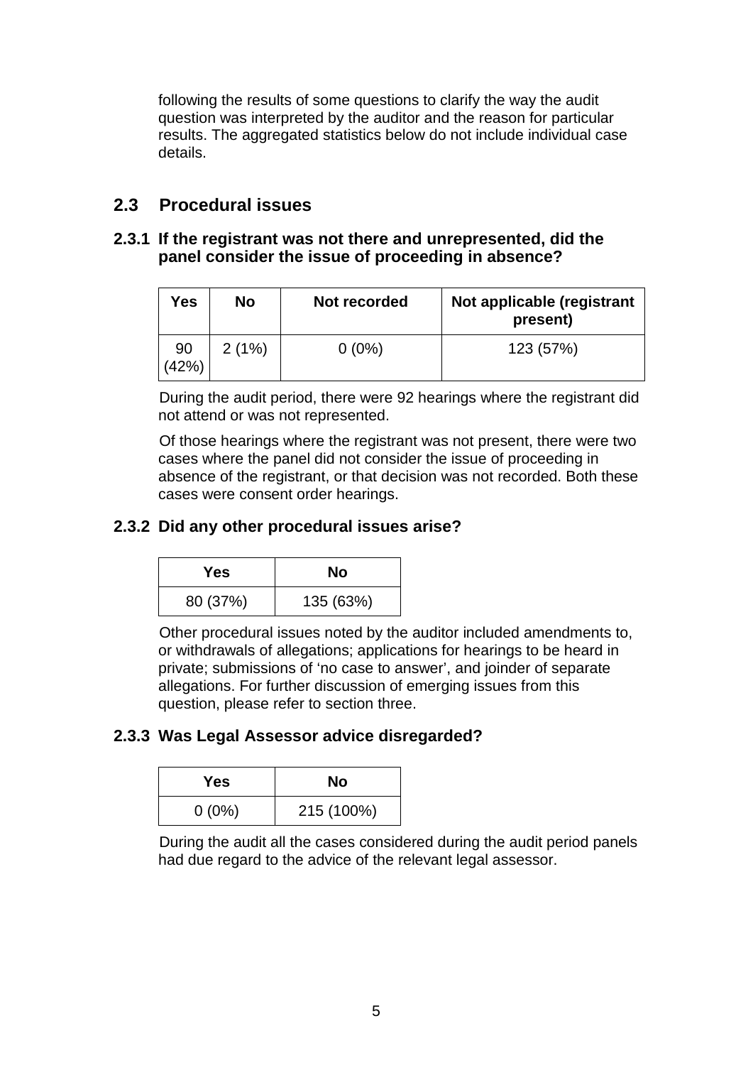following the results of some questions to clarify the way the audit question was interpreted by the auditor and the reason for particular results. The aggregated statistics below do not include individual case details.

## 2.3 Procedural issues

### 2.3.1 If the registrant was not there and unrepresented, did the panel consider the issue of proceeding in absence?

| Yes | No | Not recorded | Not applicable (registrant present) |
|---|---|---|---|
| 90 (42%) | 2 (1%) | 0 (0%) | 123 (57%) |

During the audit period, there were 92 hearings where the registrant did not attend or was not represented.

Of those hearings where the registrant was not present, there were two cases where the panel did not consider the issue of proceeding in absence of the registrant, or that decision was not recorded. Both these cases were consent order hearings.

### 2.3.2 Did any other procedural issues arise?

| Yes | No |
|---|---|
| 80 (37%) | 135 (63%) |

Other procedural issues noted by the auditor included amendments to, or withdrawals of allegations; applications for hearings to be heard in private; submissions of 'no case to answer', and joinder of separate allegations. For further discussion of emerging issues from this question, please refer to section three.

### 2.3.3 Was Legal Assessor advice disregarded?

| Yes | No |
|---|---|
| 0 (0%) | 215 (100%) |

During the audit all the cases considered during the audit period panels had due regard to the advice of the relevant legal assessor.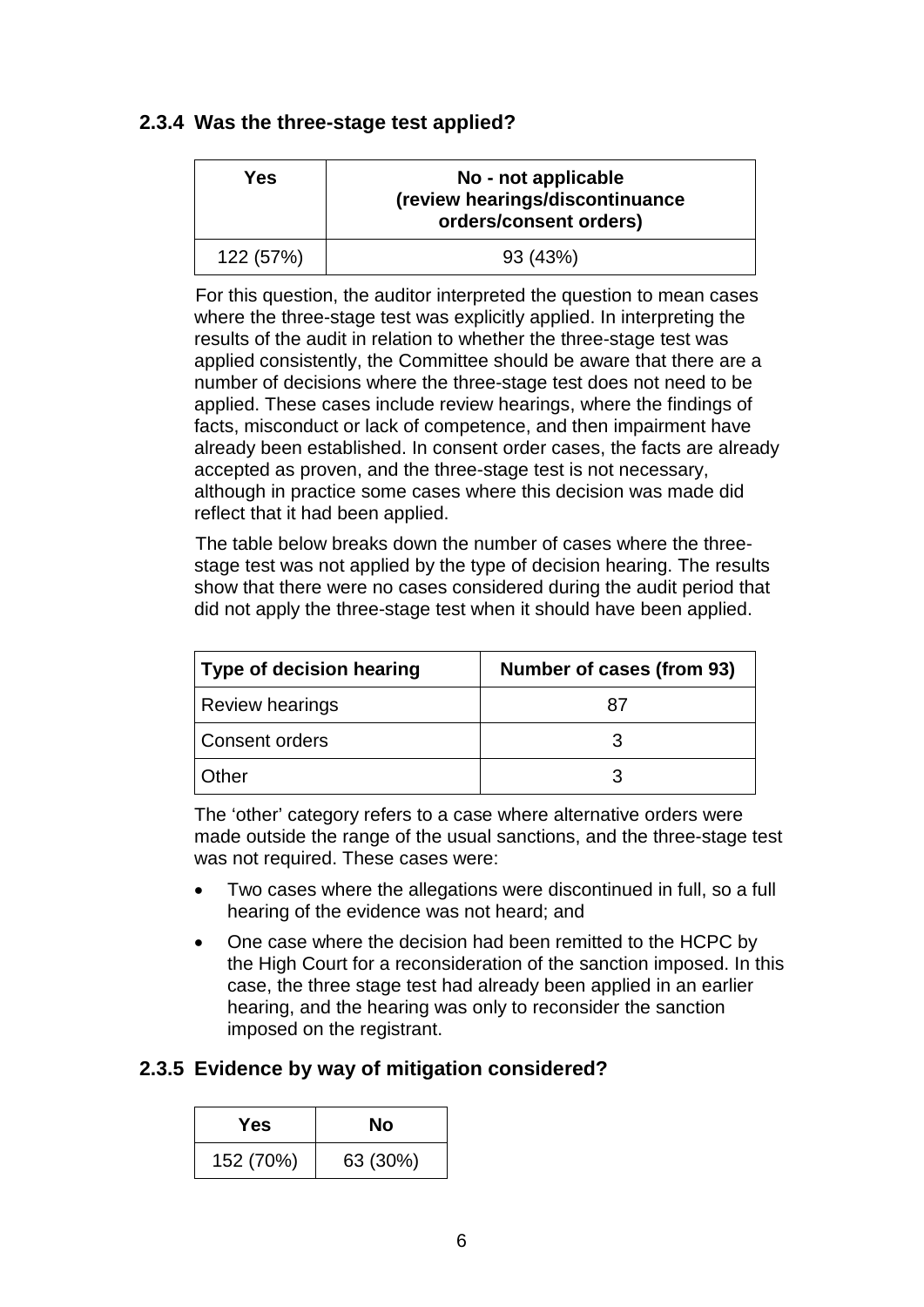### 2.3.4 Was the three-stage test applied?

| Yes | No - not applicable (review hearings/discontinuance orders/consent orders) |
|---|---|
| 122 (57%) | 93 (43%) |

For this question, the auditor interpreted the question to mean cases where the three-stage test was explicitly applied. In interpreting the results of the audit in relation to whether the three-stage test was applied consistently, the Committee should be aware that there are a number of decisions where the three-stage test does not need to be applied. These cases include review hearings, where the findings of facts, misconduct or lack of competence, and then impairment have already been established. In consent order cases, the facts are already accepted as proven, and the three-stage test is not necessary, although in practice some cases where this decision was made did reflect that it had been applied.

The table below breaks down the number of cases where the three-stage test was not applied by the type of decision hearing. The results show that there were no cases considered during the audit period that did not apply the three-stage test when it should have been applied.

| Type of decision hearing | Number of cases (from 93) |
|---|---|
| Review hearings | 87 |
| Consent orders | 3 |
| Other | 3 |

The 'other' category refers to a case where alternative orders were made outside the range of the usual sanctions, and the three-stage test was not required. These cases were:

- Two cases where the allegations were discontinued in full, so a full hearing of the evidence was not heard; and
- One case where the decision had been remitted to the HCPC by the High Court for a reconsideration of the sanction imposed. In this case, the three stage test had already been applied in an earlier hearing, and the hearing was only to reconsider the sanction imposed on the registrant.

### 2.3.5 Evidence by way of mitigation considered?

| Yes | No |
|---|---|
| 152 (70%) | 63 (30%) |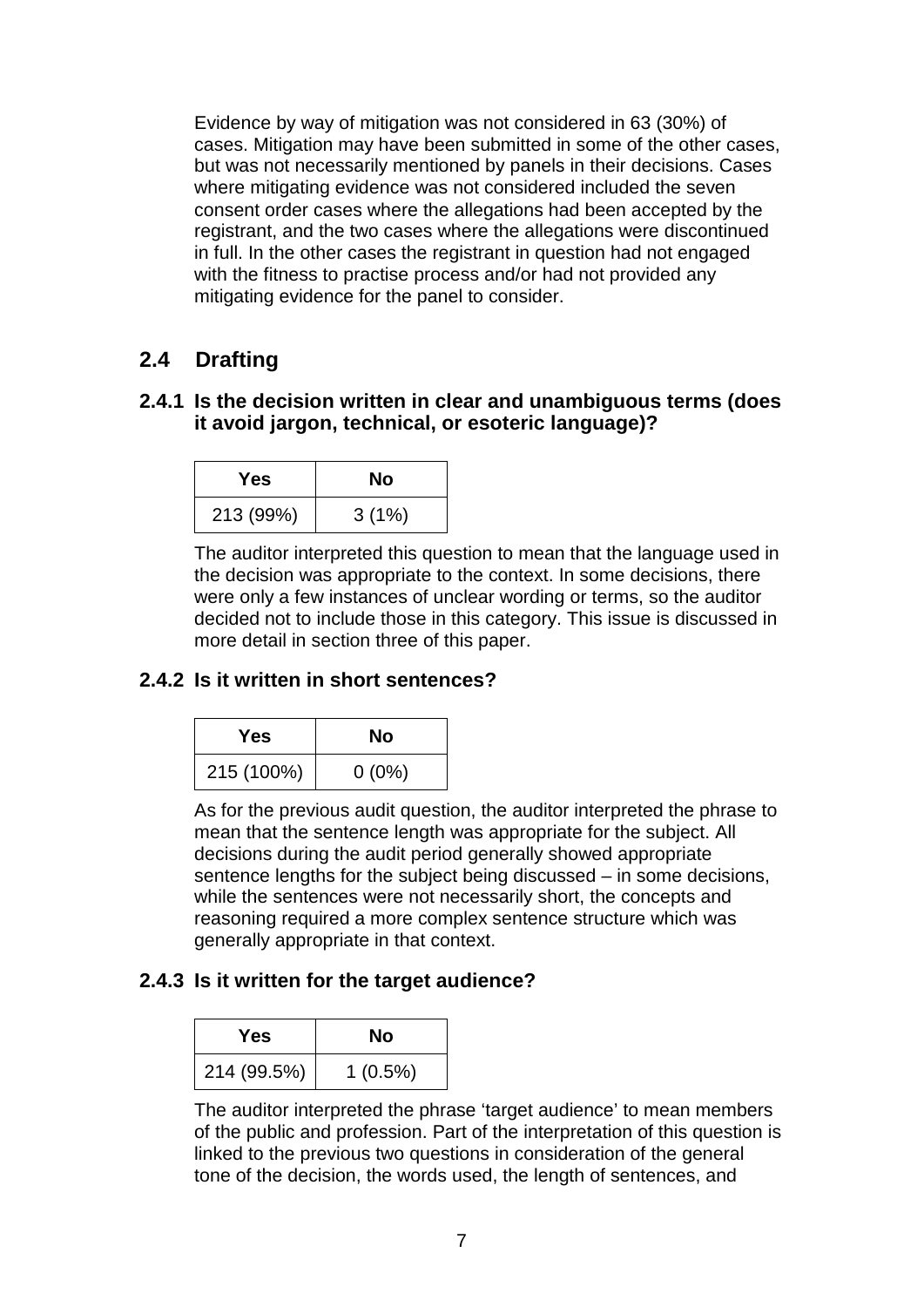Evidence by way of mitigation was not considered in 63 (30%) of cases. Mitigation may have been submitted in some of the other cases, but was not necessarily mentioned by panels in their decisions. Cases where mitigating evidence was not considered included the seven consent order cases where the allegations had been accepted by the registrant, and the two cases where the allegations were discontinued in full. In the other cases the registrant in question had not engaged with the fitness to practise process and/or had not provided any mitigating evidence for the panel to consider.

## 2.4 Drafting

### 2.4.1 Is the decision written in clear and unambiguous terms (does it avoid jargon, technical, or esoteric language)?

| Yes | No |
| --- | --- |
| 213 (99%) | 3 (1%) |

The auditor interpreted this question to mean that the language used in the decision was appropriate to the context. In some decisions, there were only a few instances of unclear wording or terms, so the auditor decided not to include those in this category. This issue is discussed in more detail in section three of this paper.

### 2.4.2 Is it written in short sentences?

| Yes | No |
| --- | --- |
| 215 (100%) | 0 (0%) |

As for the previous audit question, the auditor interpreted the phrase to mean that the sentence length was appropriate for the subject. All decisions during the audit period generally showed appropriate sentence lengths for the subject being discussed – in some decisions, while the sentences were not necessarily short, the concepts and reasoning required a more complex sentence structure which was generally appropriate in that context.

### 2.4.3 Is it written for the target audience?

| Yes | No |
| --- | --- |
| 214 (99.5%) | 1 (0.5%) |

The auditor interpreted the phrase 'target audience' to mean members of the public and profession. Part of the interpretation of this question is linked to the previous two questions in consideration of the general tone of the decision, the words used, the length of sentences, and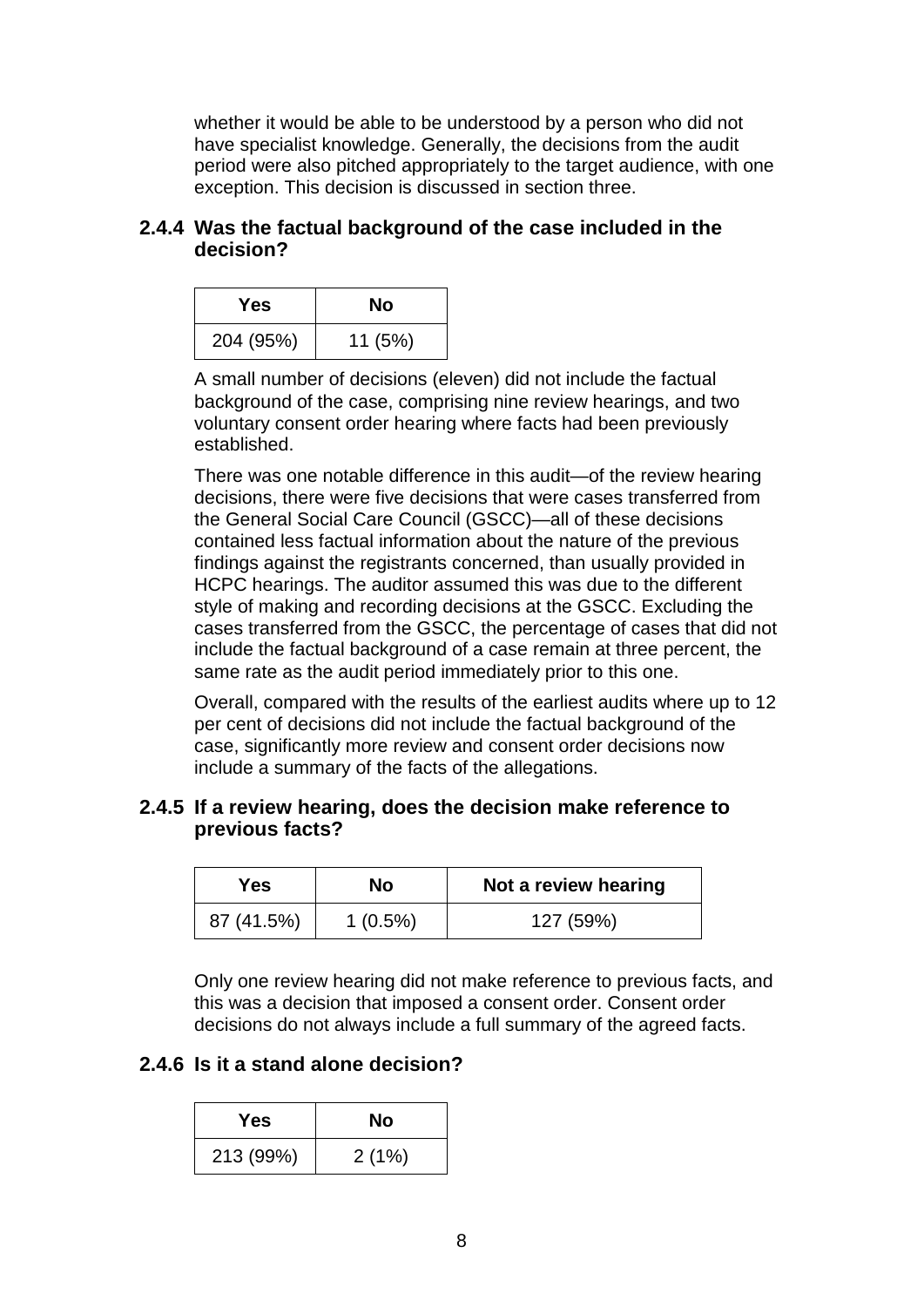whether it would be able to be understood by a person who did not have specialist knowledge. Generally, the decisions from the audit period were also pitched appropriately to the target audience, with one exception. This decision is discussed in section three.

### 2.4.4 Was the factual background of the case included in the decision?

| Yes | No |
|---|---|
| 204 (95%) | 11 (5%) |

A small number of decisions (eleven) did not include the factual background of the case, comprising nine review hearings, and two voluntary consent order hearing where facts had been previously established.

There was one notable difference in this audit—of the review hearing decisions, there were five decisions that were cases transferred from the General Social Care Council (GSCC)—all of these decisions contained less factual information about the nature of the previous findings against the registrants concerned, than usually provided in HCPC hearings. The auditor assumed this was due to the different style of making and recording decisions at the GSCC. Excluding the cases transferred from the GSCC, the percentage of cases that did not include the factual background of a case remain at three percent, the same rate as the audit period immediately prior to this one.

Overall, compared with the results of the earliest audits where up to 12 per cent of decisions did not include the factual background of the case, significantly more review and consent order decisions now include a summary of the facts of the allegations.

### 2.4.5 If a review hearing, does the decision make reference to previous facts?

| Yes | No | Not a review hearing |
|---|---|---|
| 87 (41.5%) | 1 (0.5%) | 127 (59%) |

Only one review hearing did not make reference to previous facts, and this was a decision that imposed a consent order. Consent order decisions do not always include a full summary of the agreed facts.

### 2.4.6 Is it a stand alone decision?

| Yes | No |
|---|---|
| 213 (99%) | 2 (1%) |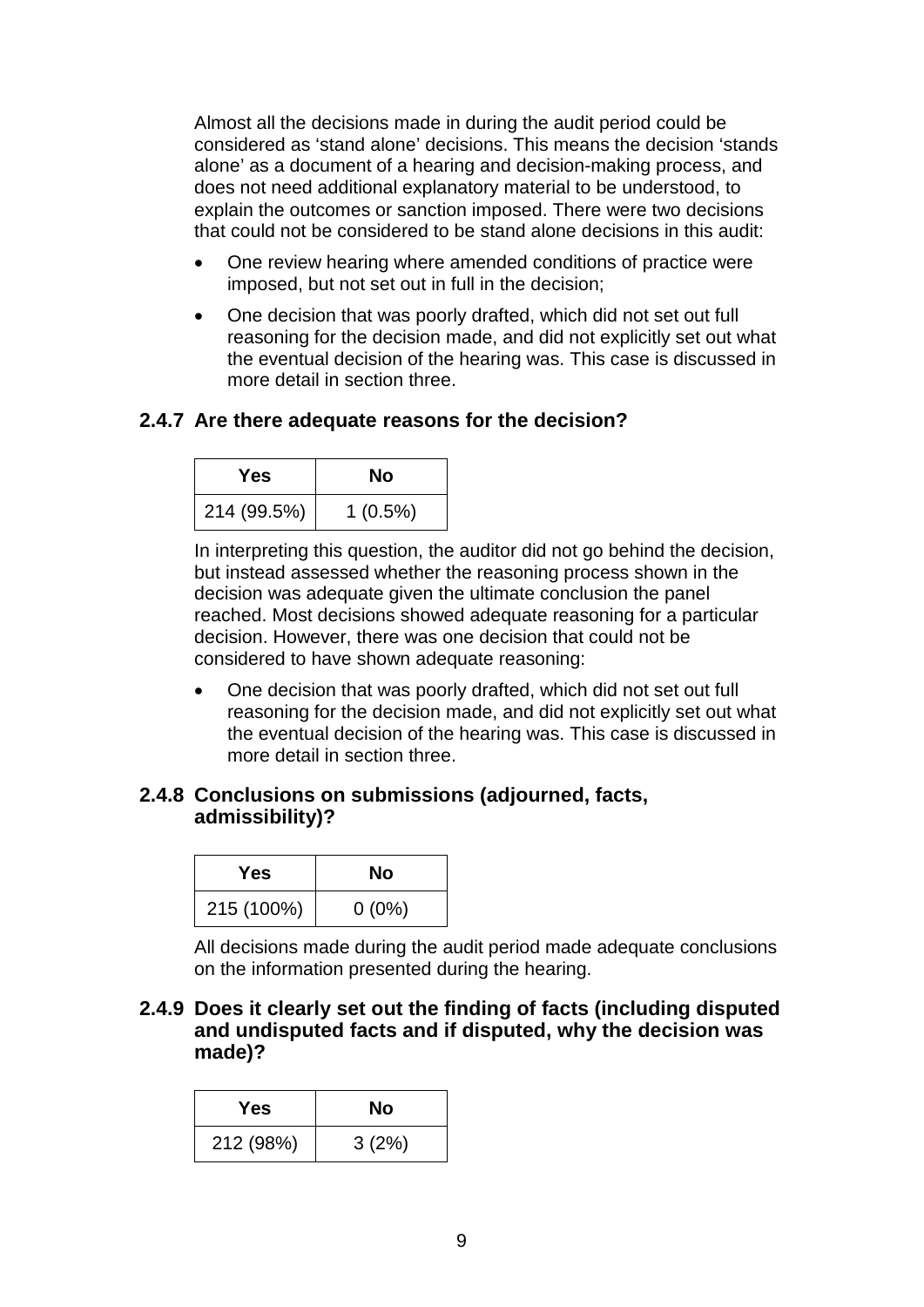Almost all the decisions made in during the audit period could be considered as 'stand alone' decisions. This means the decision 'stands alone' as a document of a hearing and decision-making process, and does not need additional explanatory material to be understood, to explain the outcomes or sanction imposed. There were two decisions that could not be considered to be stand alone decisions in this audit:

- One review hearing where amended conditions of practice were imposed, but not set out in full in the decision;
- One decision that was poorly drafted, which did not set out full reasoning for the decision made, and did not explicitly set out what the eventual decision of the hearing was. This case is discussed in more detail in section three.

### 2.4.7 Are there adequate reasons for the decision?

| Yes | No |
|---|---|
| 214 (99.5%) | 1 (0.5%) |

In interpreting this question, the auditor did not go behind the decision, but instead assessed whether the reasoning process shown in the decision was adequate given the ultimate conclusion the panel reached. Most decisions showed adequate reasoning for a particular decision. However, there was one decision that could not be considered to have shown adequate reasoning:

- One decision that was poorly drafted, which did not set out full reasoning for the decision made, and did not explicitly set out what the eventual decision of the hearing was. This case is discussed in more detail in section three.

### 2.4.8 Conclusions on submissions (adjourned, facts, admissibility)?

| Yes | No |
|---|---|
| 215 (100%) | 0 (0%) |

All decisions made during the audit period made adequate conclusions on the information presented during the hearing.

### 2.4.9 Does it clearly set out the finding of facts (including disputed and undisputed facts and if disputed, why the decision was made)?

| Yes | No |
|---|---|
| 212 (98%) | 3 (2%) |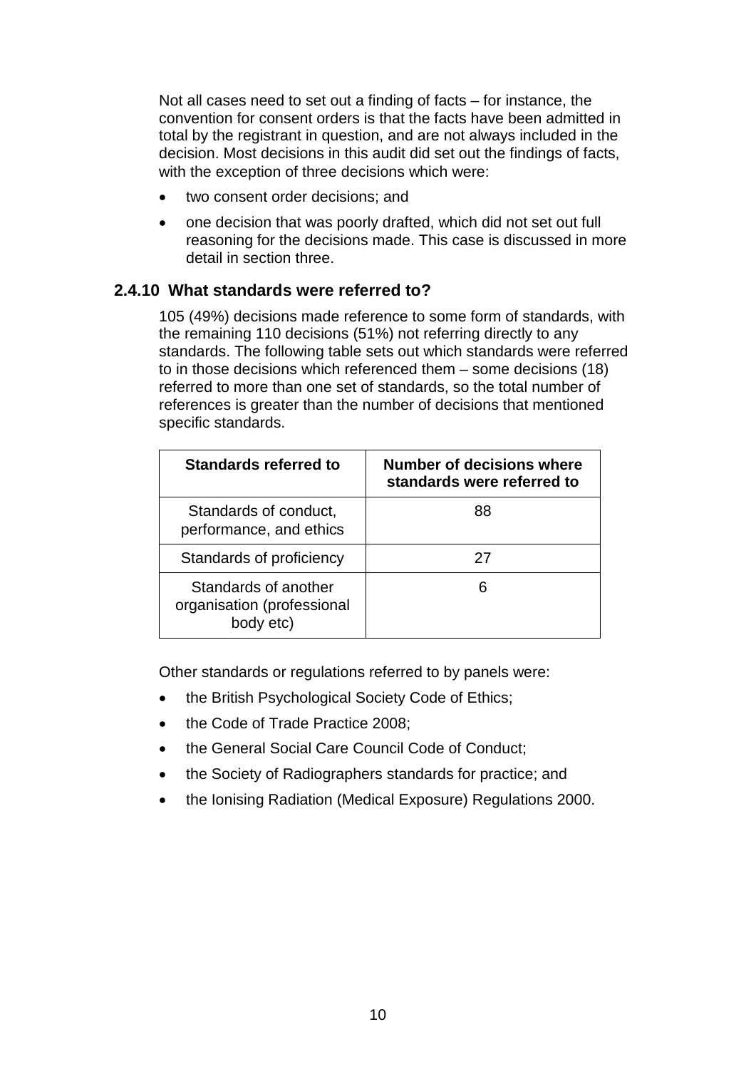Not all cases need to set out a finding of facts – for instance, the convention for consent orders is that the facts have been admitted in total by the registrant in question, and are not always included in the decision. Most decisions in this audit did set out the findings of facts, with the exception of three decisions which were:

- two consent order decisions; and
- one decision that was poorly drafted, which did not set out full reasoning for the decisions made. This case is discussed in more detail in section three.

### 2.4.10 What standards were referred to?

105 (49%) decisions made reference to some form of standards, with the remaining 110 decisions (51%) not referring directly to any standards. The following table sets out which standards were referred to in those decisions which referenced them – some decisions (18) referred to more than one set of standards, so the total number of references is greater than the number of decisions that mentioned specific standards.

| Standards referred to | Number of decisions where standards were referred to |
| --- | --- |
| Standards of conduct, performance, and ethics | 88 |
| Standards of proficiency | 27 |
| Standards of another organisation (professional body etc) | 6 |

Other standards or regulations referred to by panels were:

- the British Psychological Society Code of Ethics;
- the Code of Trade Practice 2008;
- the General Social Care Council Code of Conduct;
- the Society of Radiographers standards for practice; and
- the Ionising Radiation (Medical Exposure) Regulations 2000.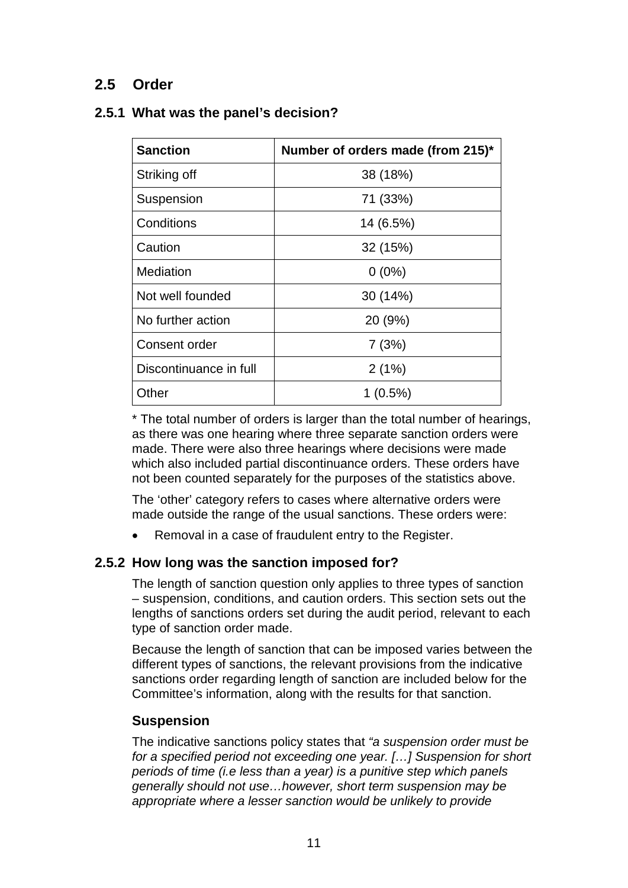## 2.5 Order

### 2.5.1 What was the panel's decision?

| Sanction | Number of orders made (from 215)* |
|---|---|
| Striking off | 38 (18%) |
| Suspension | 71 (33%) |
| Conditions | 14 (6.5%) |
| Caution | 32 (15%) |
| Mediation | 0 (0%) |
| Not well founded | 30 (14%) |
| No further action | 20 (9%) |
| Consent order | 7 (3%) |
| Discontinuance in full | 2 (1%) |
| Other | 1 (0.5%) |

* The total number of orders is larger than the total number of hearings, as there was one hearing where three separate sanction orders were made. There were also three hearings where decisions were made which also included partial discontinuance orders. These orders have not been counted separately for the purposes of the statistics above.

The 'other' category refers to cases where alternative orders were made outside the range of the usual sanctions. These orders were:

- Removal in a case of fraudulent entry to the Register.

### 2.5.2 How long was the sanction imposed for?

The length of sanction question only applies to three types of sanction – suspension, conditions, and caution orders. This section sets out the lengths of sanctions orders set during the audit period, relevant to each type of sanction order made.

Because the length of sanction that can be imposed varies between the different types of sanctions, the relevant provisions from the indicative sanctions order regarding length of sanction are included below for the Committee's information, along with the results for that sanction.

#### Suspension

The indicative sanctions policy states that *"a suspension order must be for a specified period not exceeding one year. […] Suspension for short periods of time (i.e less than a year) is a punitive step which panels generally should not use…however, short term suspension may be appropriate where a lesser sanction would be unlikely to provide*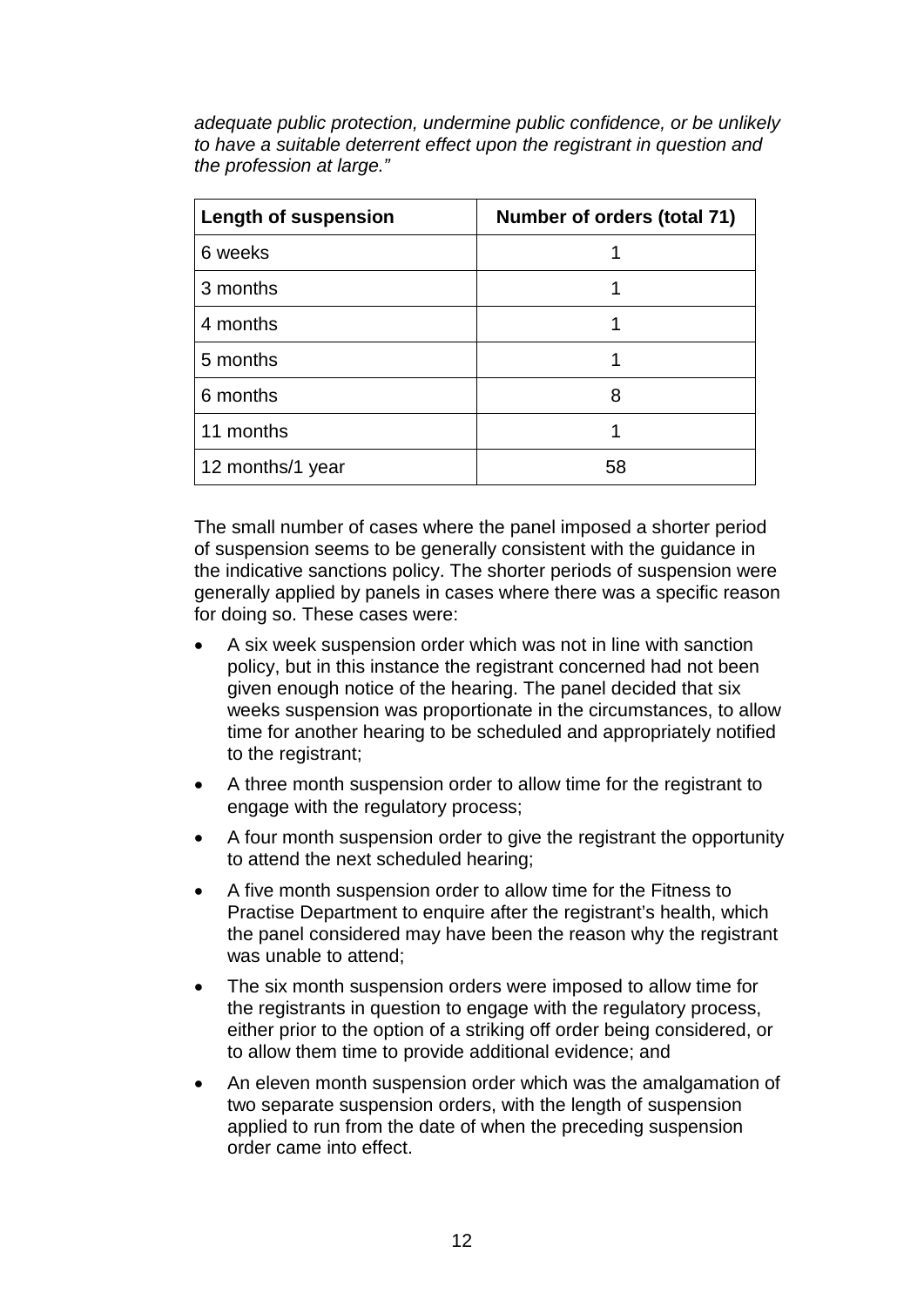*adequate public protection, undermine public confidence, or be unlikely to have a suitable deterrent effect upon the registrant in question and the profession at large."*

| Length of suspension | Number of orders (total 71) |
|---|---|
| 6 weeks | 1 |
| 3 months | 1 |
| 4 months | 1 |
| 5 months | 1 |
| 6 months | 8 |
| 11 months | 1 |
| 12 months/1 year | 58 |

The small number of cases where the panel imposed a shorter period of suspension seems to be generally consistent with the guidance in the indicative sanctions policy. The shorter periods of suspension were generally applied by panels in cases where there was a specific reason for doing so. These cases were:

- A six week suspension order which was not in line with sanction policy, but in this instance the registrant concerned had not been given enough notice of the hearing. The panel decided that six weeks suspension was proportionate in the circumstances, to allow time for another hearing to be scheduled and appropriately notified to the registrant;
- A three month suspension order to allow time for the registrant to engage with the regulatory process;
- A four month suspension order to give the registrant the opportunity to attend the next scheduled hearing;
- A five month suspension order to allow time for the Fitness to Practise Department to enquire after the registrant's health, which the panel considered may have been the reason why the registrant was unable to attend;
- The six month suspension orders were imposed to allow time for the registrants in question to engage with the regulatory process, either prior to the option of a striking off order being considered, or to allow them time to provide additional evidence; and
- An eleven month suspension order which was the amalgamation of two separate suspension orders, with the length of suspension applied to run from the date of when the preceding suspension order came into effect.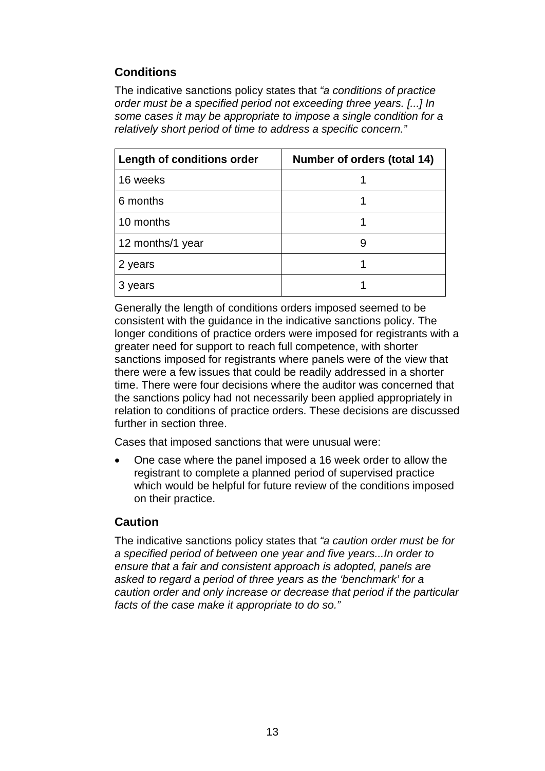## Conditions

The indicative sanctions policy states that *"a conditions of practice order must be a specified period not exceeding three years. [...] In some cases it may be appropriate to impose a single condition for a relatively short period of time to address a specific concern."*

| Length of conditions order | Number of orders (total 14) |
| --- | --- |
| 16 weeks | 1 |
| 6 months | 1 |
| 10 months | 1 |
| 12 months/1 year | 9 |
| 2 years | 1 |
| 3 years | 1 |

Generally the length of conditions orders imposed seemed to be consistent with the guidance in the indicative sanctions policy. The longer conditions of practice orders were imposed for registrants with a greater need for support to reach full competence, with shorter sanctions imposed for registrants where panels were of the view that there were a few issues that could be readily addressed in a shorter time. There were four decisions where the auditor was concerned that the sanctions policy had not necessarily been applied appropriately in relation to conditions of practice orders. These decisions are discussed further in section three.

Cases that imposed sanctions that were unusual were:

- One case where the panel imposed a 16 week order to allow the registrant to complete a planned period of supervised practice which would be helpful for future review of the conditions imposed on their practice.

## Caution

The indicative sanctions policy states that *"a caution order must be for a specified period of between one year and five years...In order to ensure that a fair and consistent approach is adopted, panels are asked to regard a period of three years as the 'benchmark' for a caution order and only increase or decrease that period if the particular facts of the case make it appropriate to do so."*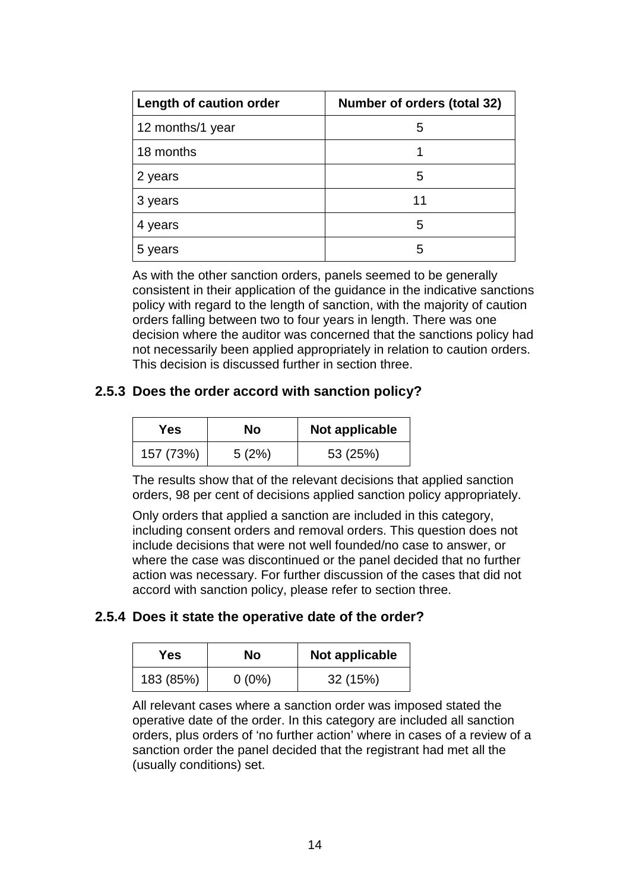| Length of caution order | Number of orders (total 32) |
| --- | --- |
| 12 months/1 year | 5 |
| 18 months | 1 |
| 2 years | 5 |
| 3 years | 11 |
| 4 years | 5 |
| 5 years | 5 |

As with the other sanction orders, panels seemed to be generally consistent in their application of the guidance in the indicative sanctions policy with regard to the length of sanction, with the majority of caution orders falling between two to four years in length. There was one decision where the auditor was concerned that the sanctions policy had not necessarily been applied appropriately in relation to caution orders. This decision is discussed further in section three.

### 2.5.3 Does the order accord with sanction policy?

| Yes | No | Not applicable |
| --- | --- | --- |
| 157 (73%) | 5 (2%) | 53 (25%) |

The results show that of the relevant decisions that applied sanction orders, 98 per cent of decisions applied sanction policy appropriately.

Only orders that applied a sanction are included in this category, including consent orders and removal orders. This question does not include decisions that were not well founded/no case to answer, or where the case was discontinued or the panel decided that no further action was necessary. For further discussion of the cases that did not accord with sanction policy, please refer to section three.

### 2.5.4 Does it state the operative date of the order?

| Yes | No | Not applicable |
| --- | --- | --- |
| 183 (85%) | 0 (0%) | 32 (15%) |

All relevant cases where a sanction order was imposed stated the operative date of the order. In this category are included all sanction orders, plus orders of 'no further action' where in cases of a review of a sanction order the panel decided that the registrant had met all the (usually conditions) set.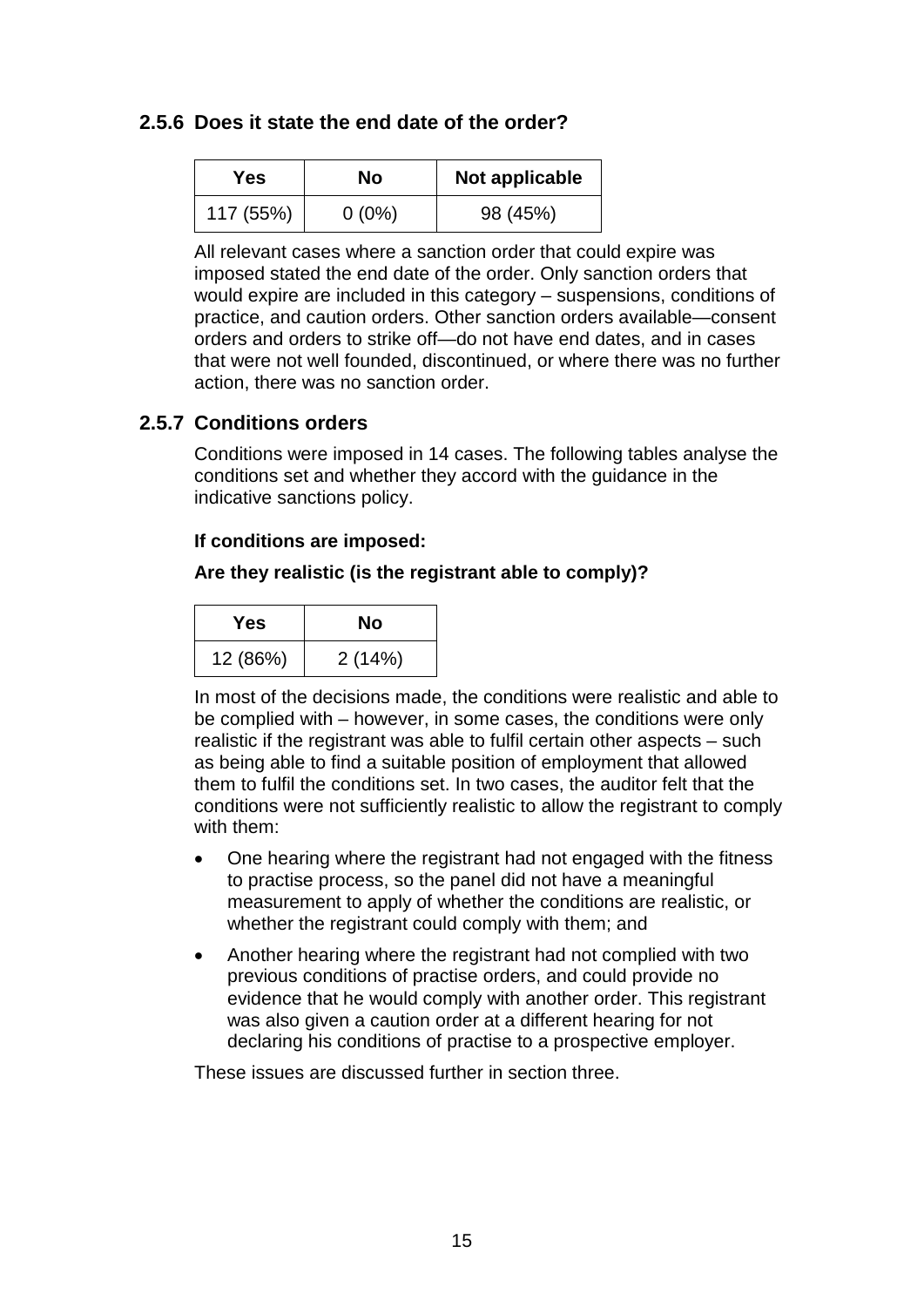### 2.5.6 Does it state the end date of the order?

| Yes | No | Not applicable |
|---|---|---|
| 117 (55%) | 0 (0%) | 98 (45%) |

All relevant cases where a sanction order that could expire was imposed stated the end date of the order. Only sanction orders that would expire are included in this category – suspensions, conditions of practice, and caution orders. Other sanction orders available—consent orders and orders to strike off—do not have end dates, and in cases that were not well founded, discontinued, or where there was no further action, there was no sanction order.

### 2.5.7 Conditions orders

Conditions were imposed in 14 cases. The following tables analyse the conditions set and whether they accord with the guidance in the indicative sanctions policy.

**If conditions are imposed:**

**Are they realistic (is the registrant able to comply)?**

| Yes | No |
|---|---|
| 12 (86%) | 2 (14%) |

In most of the decisions made, the conditions were realistic and able to be complied with – however, in some cases, the conditions were only realistic if the registrant was able to fulfil certain other aspects – such as being able to find a suitable position of employment that allowed them to fulfil the conditions set. In two cases, the auditor felt that the conditions were not sufficiently realistic to allow the registrant to comply with them:

- One hearing where the registrant had not engaged with the fitness to practise process, so the panel did not have a meaningful measurement to apply of whether the conditions are realistic, or whether the registrant could comply with them; and
- Another hearing where the registrant had not complied with two previous conditions of practise orders, and could provide no evidence that he would comply with another order. This registrant was also given a caution order at a different hearing for not declaring his conditions of practise to a prospective employer.

These issues are discussed further in section three.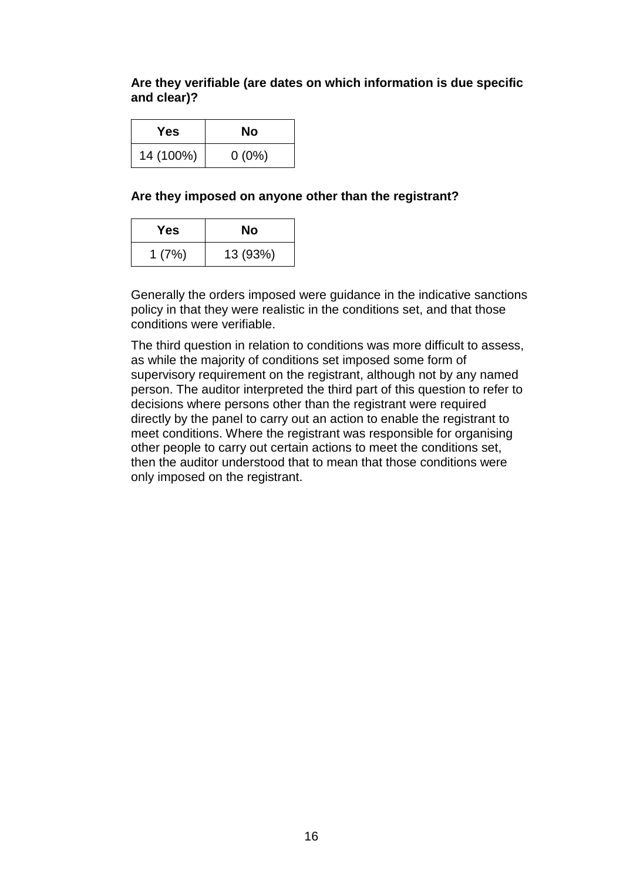**Are they verifiable (are dates on which information is due specific and clear)?**

| Yes | No |
|---|---|
| 14 (100%) | 0 (0%) |

**Are they imposed on anyone other than the registrant?**

| Yes | No |
|---|---|
| 1 (7%) | 13 (93%) |

Generally the orders imposed were guidance in the indicative sanctions policy in that they were realistic in the conditions set, and that those conditions were verifiable.

The third question in relation to conditions was more difficult to assess, as while the majority of conditions set imposed some form of supervisory requirement on the registrant, although not by any named person. The auditor interpreted the third part of this question to refer to decisions where persons other than the registrant were required directly by the panel to carry out an action to enable the registrant to meet conditions. Where the registrant was responsible for organising other people to carry out certain actions to meet the conditions set, then the auditor understood that to mean that those conditions were only imposed on the registrant.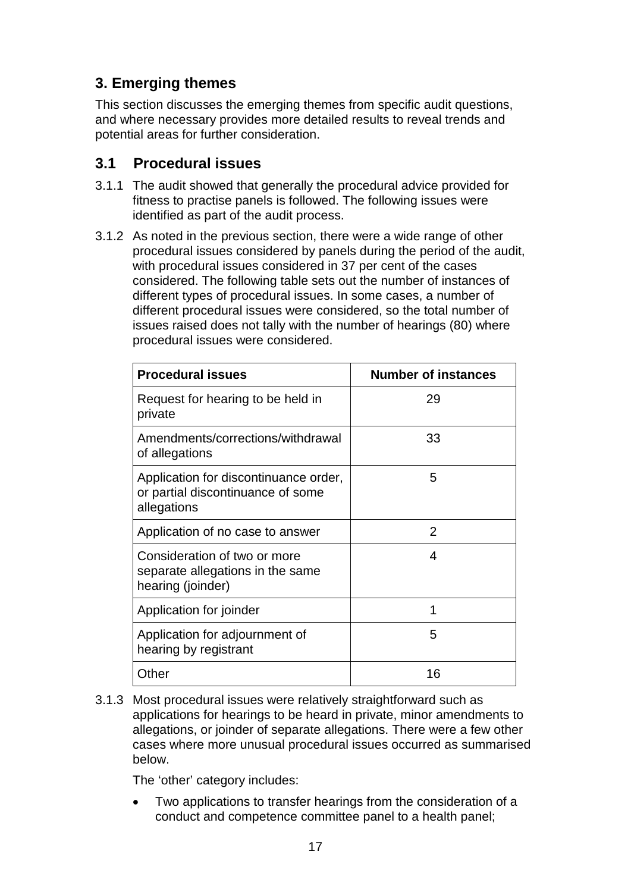## 3. Emerging themes

This section discusses the emerging themes from specific audit questions, and where necessary provides more detailed results to reveal trends and potential areas for further consideration.

### 3.1 Procedural issues

3.1.1 The audit showed that generally the procedural advice provided for fitness to practise panels is followed. The following issues were identified as part of the audit process.

3.1.2 As noted in the previous section, there were a wide range of other procedural issues considered by panels during the period of the audit, with procedural issues considered in 37 per cent of the cases considered. The following table sets out the number of instances of different types of procedural issues. In some cases, a number of different procedural issues were considered, so the total number of issues raised does not tally with the number of hearings (80) where procedural issues were considered.

| Procedural issues | Number of instances |
|---|---|
| Request for hearing to be held in private | 29 |
| Amendments/corrections/withdrawal of allegations | 33 |
| Application for discontinuance order, or partial discontinuance of some allegations | 5 |
| Application of no case to answer | 2 |
| Consideration of two or more separate allegations in the same hearing (joinder) | 4 |
| Application for joinder | 1 |
| Application for adjournment of hearing by registrant | 5 |
| Other | 16 |

3.1.3 Most procedural issues were relatively straightforward such as applications for hearings to be heard in private, minor amendments to allegations, or joinder of separate allegations. There were a few other cases where more unusual procedural issues occurred as summarised below.

The 'other' category includes:

- Two applications to transfer hearings from the consideration of a conduct and competence committee panel to a health panel;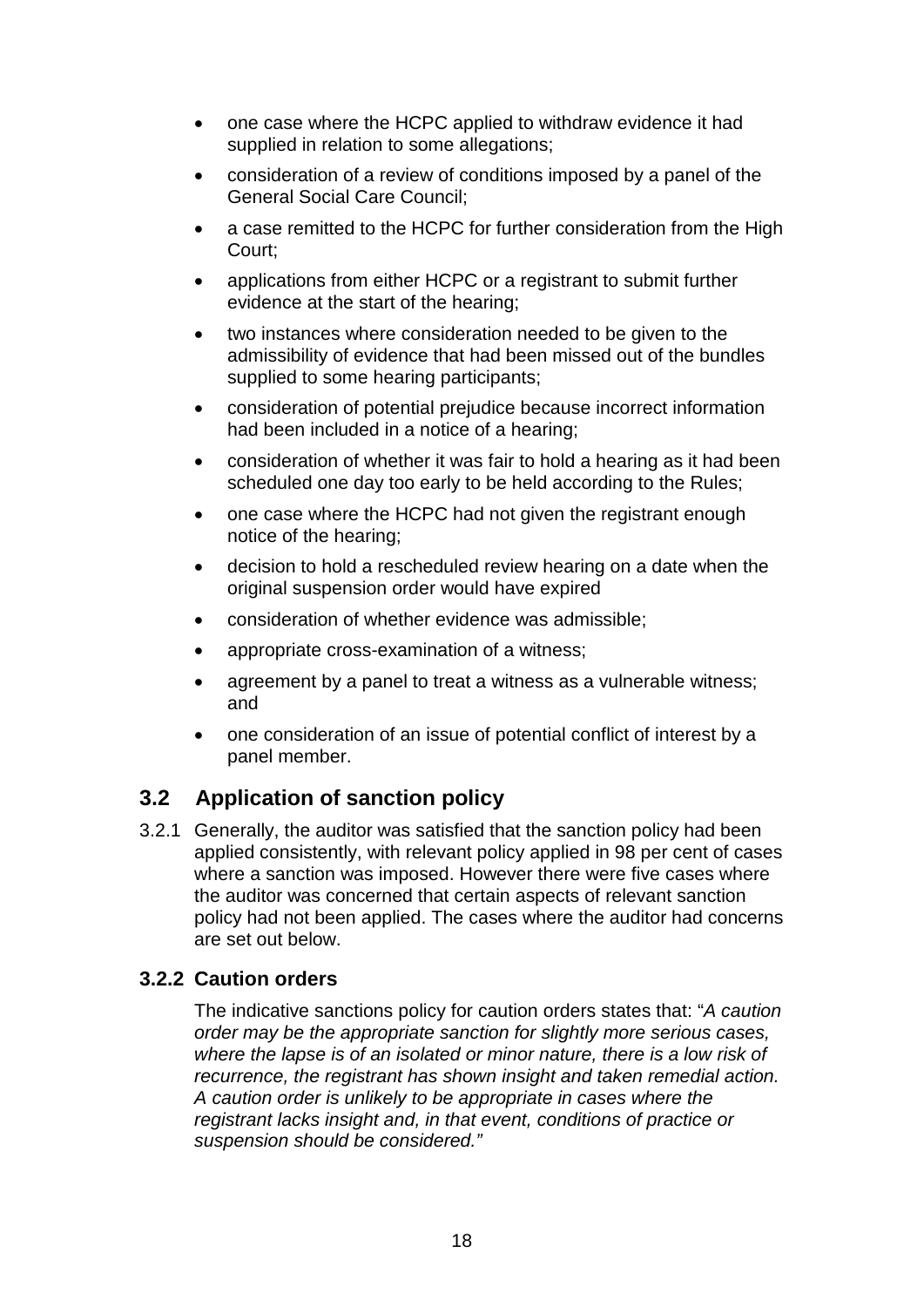- one case where the HCPC applied to withdraw evidence it had supplied in relation to some allegations;
- consideration of a review of conditions imposed by a panel of the General Social Care Council;
- a case remitted to the HCPC for further consideration from the High Court;
- applications from either HCPC or a registrant to submit further evidence at the start of the hearing;
- two instances where consideration needed to be given to the admissibility of evidence that had been missed out of the bundles supplied to some hearing participants;
- consideration of potential prejudice because incorrect information had been included in a notice of a hearing;
- consideration of whether it was fair to hold a hearing as it had been scheduled one day too early to be held according to the Rules;
- one case where the HCPC had not given the registrant enough notice of the hearing;
- decision to hold a rescheduled review hearing on a date when the original suspension order would have expired
- consideration of whether evidence was admissible;
- appropriate cross-examination of a witness;
- agreement by a panel to treat a witness as a vulnerable witness; and
- one consideration of an issue of potential conflict of interest by a panel member.

## 3.2 Application of sanction policy

3.2.1 Generally, the auditor was satisfied that the sanction policy had been applied consistently, with relevant policy applied in 98 per cent of cases where a sanction was imposed. However there were five cases where the auditor was concerned that certain aspects of relevant sanction policy had not been applied. The cases where the auditor had concerns are set out below.

### 3.2.2 Caution orders

The indicative sanctions policy for caution orders states that: "*A caution order may be the appropriate sanction for slightly more serious cases, where the lapse is of an isolated or minor nature, there is a low risk of recurrence, the registrant has shown insight and taken remedial action. A caution order is unlikely to be appropriate in cases where the registrant lacks insight and, in that event, conditions of practice or suspension should be considered.*"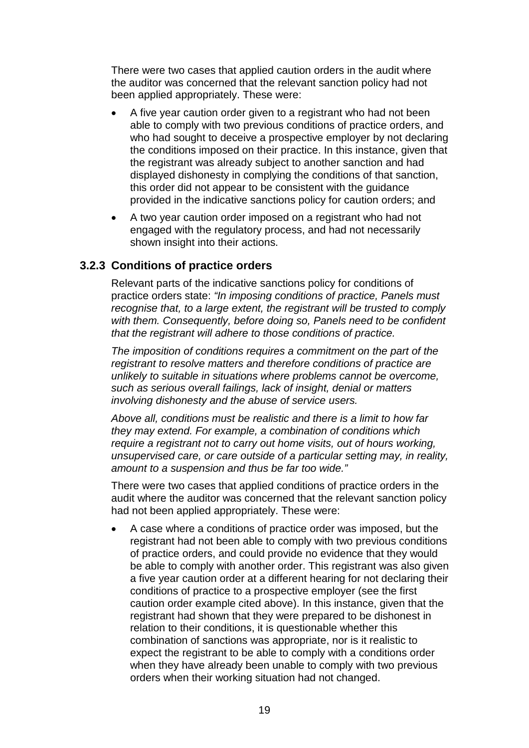There were two cases that applied caution orders in the audit where the auditor was concerned that the relevant sanction policy had not been applied appropriately. These were:

- A five year caution order given to a registrant who had not been able to comply with two previous conditions of practice orders, and who had sought to deceive a prospective employer by not declaring the conditions imposed on their practice. In this instance, given that the registrant was already subject to another sanction and had displayed dishonesty in complying the conditions of that sanction, this order did not appear to be consistent with the guidance provided in the indicative sanctions policy for caution orders; and
- A two year caution order imposed on a registrant who had not engaged with the regulatory process, and had not necessarily shown insight into their actions.

### 3.2.3 Conditions of practice orders

Relevant parts of the indicative sanctions policy for conditions of practice orders state: *"In imposing conditions of practice, Panels must recognise that, to a large extent, the registrant will be trusted to comply with them. Consequently, before doing so, Panels need to be confident that the registrant will adhere to those conditions of practice.*

*The imposition of conditions requires a commitment on the part of the registrant to resolve matters and therefore conditions of practice are unlikely to suitable in situations where problems cannot be overcome, such as serious overall failings, lack of insight, denial or matters involving dishonesty and the abuse of service users.*

*Above all, conditions must be realistic and there is a limit to how far they may extend. For example, a combination of conditions which require a registrant not to carry out home visits, out of hours working, unsupervised care, or care outside of a particular setting may, in reality, amount to a suspension and thus be far too wide."*

There were two cases that applied conditions of practice orders in the audit where the auditor was concerned that the relevant sanction policy had not been applied appropriately. These were:

- A case where a conditions of practice order was imposed, but the registrant had not been able to comply with two previous conditions of practice orders, and could provide no evidence that they would be able to comply with another order. This registrant was also given a five year caution order at a different hearing for not declaring their conditions of practice to a prospective employer (see the first caution order example cited above). In this instance, given that the registrant had shown that they were prepared to be dishonest in relation to their conditions, it is questionable whether this combination of sanctions was appropriate, nor is it realistic to expect the registrant to be able to comply with a conditions order when they have already been unable to comply with two previous orders when their working situation had not changed.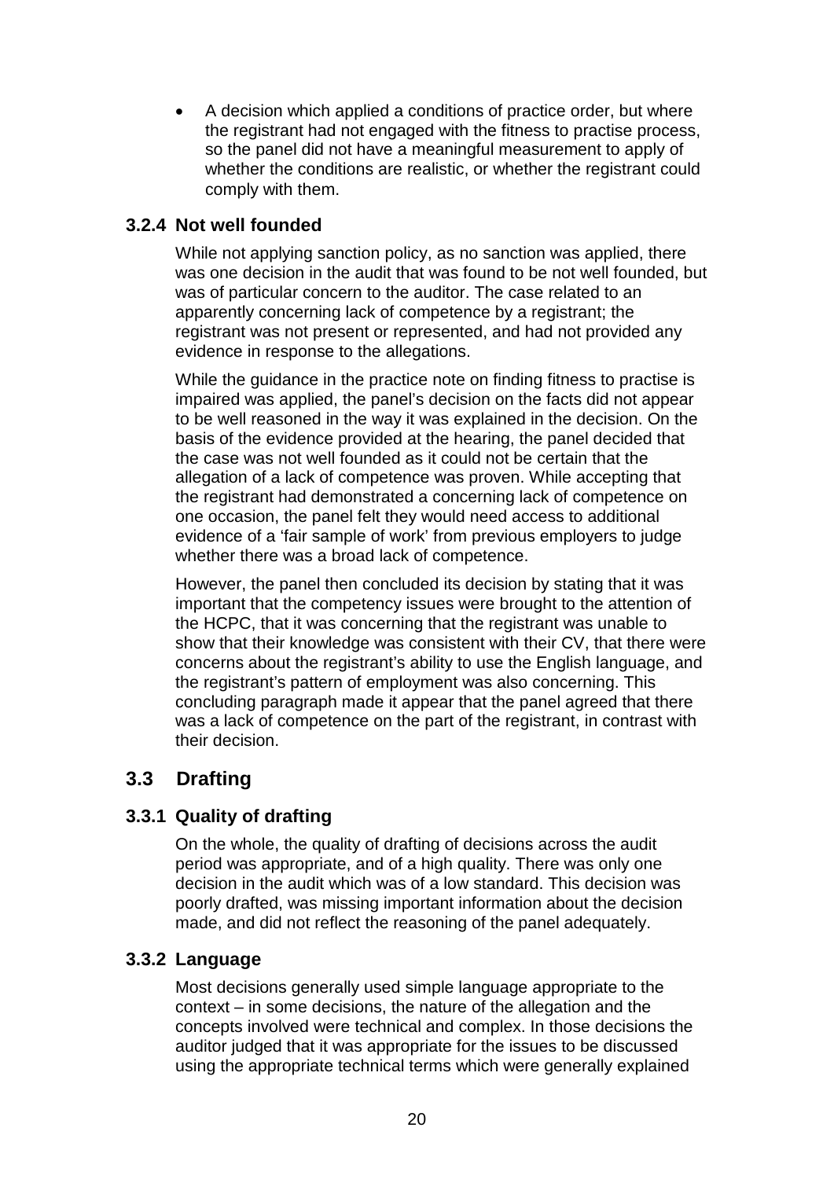- A decision which applied a conditions of practice order, but where the registrant had not engaged with the fitness to practise process, so the panel did not have a meaningful measurement to apply of whether the conditions are realistic, or whether the registrant could comply with them.

### 3.2.4 Not well founded

While not applying sanction policy, as no sanction was applied, there was one decision in the audit that was found to be not well founded, but was of particular concern to the auditor. The case related to an apparently concerning lack of competence by a registrant; the registrant was not present or represented, and had not provided any evidence in response to the allegations.

While the guidance in the practice note on finding fitness to practise is impaired was applied, the panel's decision on the facts did not appear to be well reasoned in the way it was explained in the decision. On the basis of the evidence provided at the hearing, the panel decided that the case was not well founded as it could not be certain that the allegation of a lack of competence was proven. While accepting that the registrant had demonstrated a concerning lack of competence on one occasion, the panel felt they would need access to additional evidence of a 'fair sample of work' from previous employers to judge whether there was a broad lack of competence.

However, the panel then concluded its decision by stating that it was important that the competency issues were brought to the attention of the HCPC, that it was concerning that the registrant was unable to show that their knowledge was consistent with their CV, that there were concerns about the registrant's ability to use the English language, and the registrant's pattern of employment was also concerning. This concluding paragraph made it appear that the panel agreed that there was a lack of competence on the part of the registrant, in contrast with their decision.

## 3.3 Drafting

### 3.3.1 Quality of drafting

On the whole, the quality of drafting of decisions across the audit period was appropriate, and of a high quality. There was only one decision in the audit which was of a low standard. This decision was poorly drafted, was missing important information about the decision made, and did not reflect the reasoning of the panel adequately.

### 3.3.2 Language

Most decisions generally used simple language appropriate to the context – in some decisions, the nature of the allegation and the concepts involved were technical and complex. In those decisions the auditor judged that it was appropriate for the issues to be discussed using the appropriate technical terms which were generally explained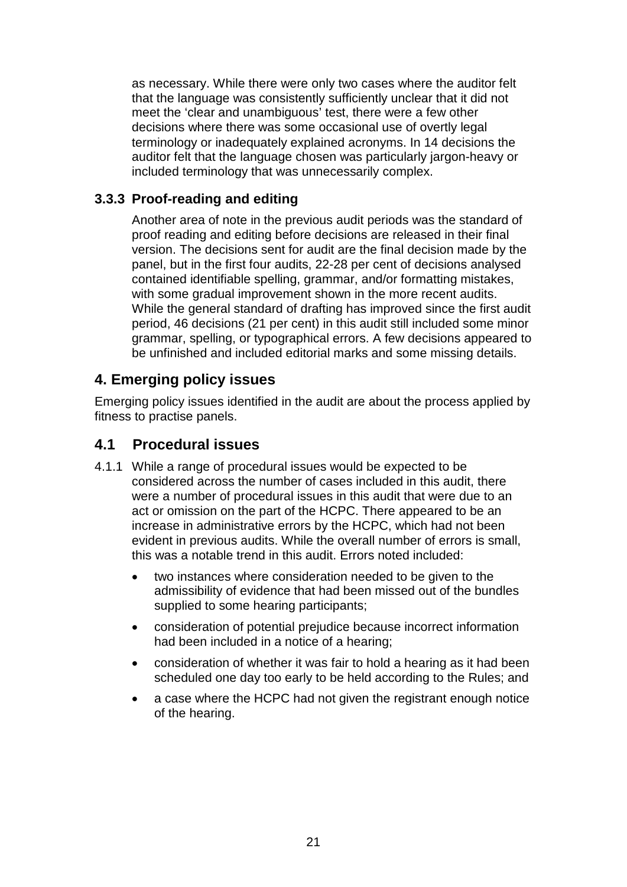as necessary. While there were only two cases where the auditor felt that the language was consistently sufficiently unclear that it did not meet the 'clear and unambiguous' test, there were a few other decisions where there was some occasional use of overtly legal terminology or inadequately explained acronyms. In 14 decisions the auditor felt that the language chosen was particularly jargon-heavy or included terminology that was unnecessarily complex.

### 3.3.3 Proof-reading and editing

Another area of note in the previous audit periods was the standard of proof reading and editing before decisions are released in their final version. The decisions sent for audit are the final decision made by the panel, but in the first four audits, 22-28 per cent of decisions analysed contained identifiable spelling, grammar, and/or formatting mistakes, with some gradual improvement shown in the more recent audits. While the general standard of drafting has improved since the first audit period, 46 decisions (21 per cent) in this audit still included some minor grammar, spelling, or typographical errors. A few decisions appeared to be unfinished and included editorial marks and some missing details.

## 4. Emerging policy issues

Emerging policy issues identified in the audit are about the process applied by fitness to practise panels.

## 4.1 Procedural issues

4.1.1 While a range of procedural issues would be expected to be considered across the number of cases included in this audit, there were a number of procedural issues in this audit that were due to an act or omission on the part of the HCPC. There appeared to be an increase in administrative errors by the HCPC, which had not been evident in previous audits. While the overall number of errors is small, this was a notable trend in this audit. Errors noted included:

- two instances where consideration needed to be given to the admissibility of evidence that had been missed out of the bundles supplied to some hearing participants;
- consideration of potential prejudice because incorrect information had been included in a notice of a hearing;
- consideration of whether it was fair to hold a hearing as it had been scheduled one day too early to be held according to the Rules; and
- a case where the HCPC had not given the registrant enough notice of the hearing.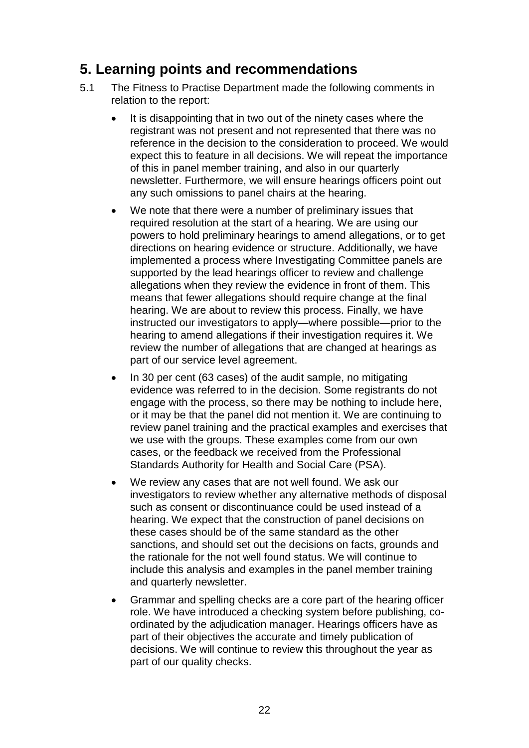## 5. Learning points and recommendations

5.1 The Fitness to Practise Department made the following comments in relation to the report:

- It is disappointing that in two out of the ninety cases where the registrant was not present and not represented that there was no reference in the decision to the consideration to proceed. We would expect this to feature in all decisions. We will repeat the importance of this in panel member training, and also in our quarterly newsletter. Furthermore, we will ensure hearings officers point out any such omissions to panel chairs at the hearing.
- We note that there were a number of preliminary issues that required resolution at the start of a hearing. We are using our powers to hold preliminary hearings to amend allegations, or to get directions on hearing evidence or structure. Additionally, we have implemented a process where Investigating Committee panels are supported by the lead hearings officer to review and challenge allegations when they review the evidence in front of them. This means that fewer allegations should require change at the final hearing. We are about to review this process. Finally, we have instructed our investigators to apply—where possible—prior to the hearing to amend allegations if their investigation requires it. We review the number of allegations that are changed at hearings as part of our service level agreement.
- In 30 per cent (63 cases) of the audit sample, no mitigating evidence was referred to in the decision. Some registrants do not engage with the process, so there may be nothing to include here, or it may be that the panel did not mention it. We are continuing to review panel training and the practical examples and exercises that we use with the groups. These examples come from our own cases, or the feedback we received from the Professional Standards Authority for Health and Social Care (PSA).
- We review any cases that are not well found. We ask our investigators to review whether any alternative methods of disposal such as consent or discontinuance could be used instead of a hearing. We expect that the construction of panel decisions on these cases should be of the same standard as the other sanctions, and should set out the decisions on facts, grounds and the rationale for the not well found status. We will continue to include this analysis and examples in the panel member training and quarterly newsletter.
- Grammar and spelling checks are a core part of the hearing officer role. We have introduced a checking system before publishing, co-ordinated by the adjudication manager. Hearings officers have as part of their objectives the accurate and timely publication of decisions. We will continue to review this throughout the year as part of our quality checks.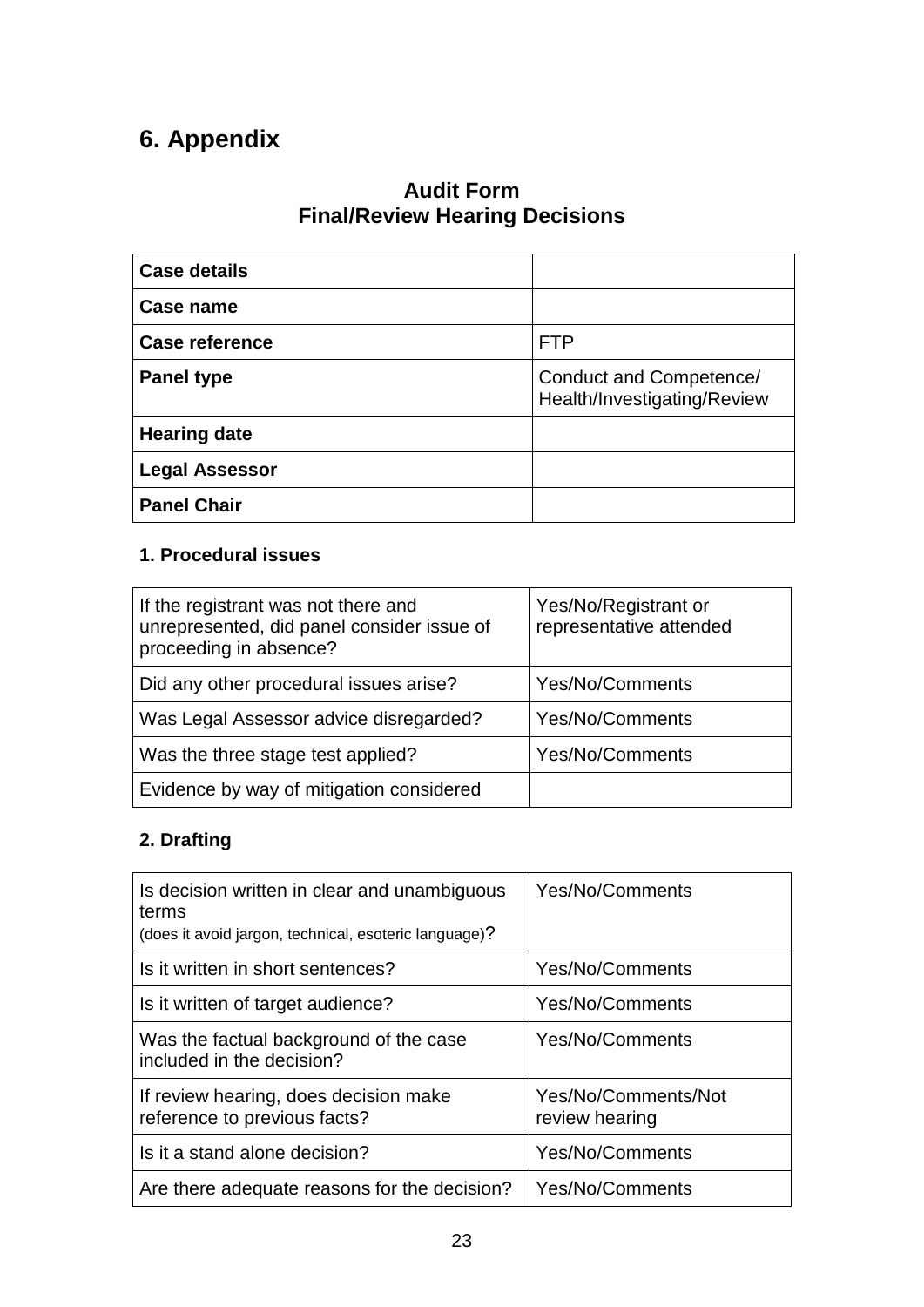# 6. Appendix

## Audit Form
## Final/Review Hearing Decisions

| **Case details** | |
|---|---|
| **Case name** | |
| **Case reference** | FTP |
| **Panel type** | Conduct and Competence/ Health/Investigating/Review |
| **Hearing date** | |
| **Legal Assessor** | |
| **Panel Chair** | |

### 1. Procedural issues

| If the registrant was not there and unrepresented, did panel consider issue of proceeding in absence? | Yes/No/Registrant or representative attended |
|---|---|
| Did any other procedural issues arise? | Yes/No/Comments |
| Was Legal Assessor advice disregarded? | Yes/No/Comments |
| Was the three stage test applied? | Yes/No/Comments |
| Evidence by way of mitigation considered | |

### 2. Drafting

| Is decision written in clear and unambiguous terms (does it avoid jargon, technical, esoteric language)? | Yes/No/Comments |
|---|---|
| Is it written in short sentences? | Yes/No/Comments |
| Is it written of target audience? | Yes/No/Comments |
| Was the factual background of the case included in the decision? | Yes/No/Comments |
| If review hearing, does decision make reference to previous facts? | Yes/No/Comments/Not review hearing |
| Is it a stand alone decision? | Yes/No/Comments |
| Are there adequate reasons for the decision? | Yes/No/Comments |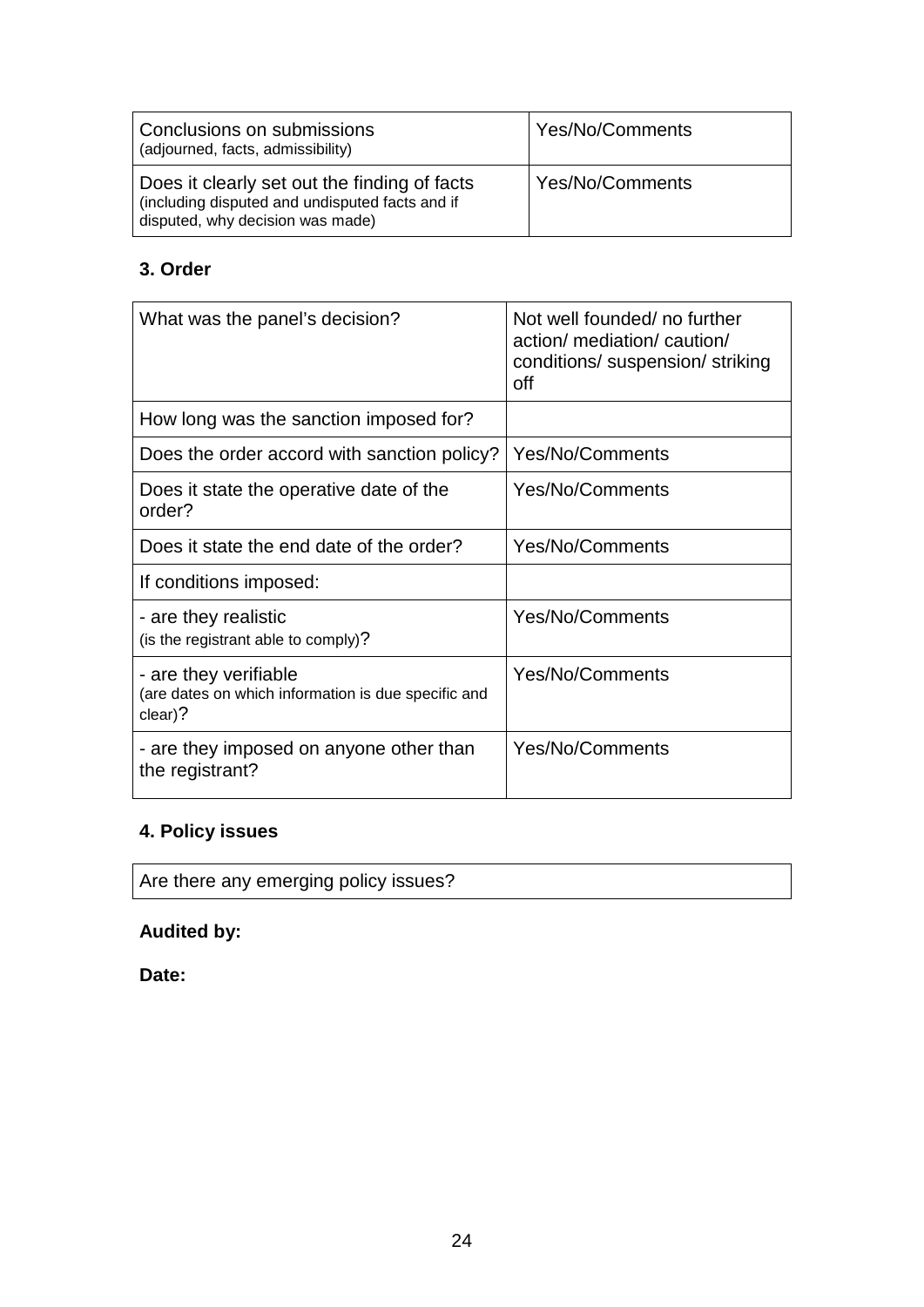| | |
|---|---|
| Conclusions on submissions (adjourned, facts, admissibility) | Yes/No/Comments |
| Does it clearly set out the finding of facts (including disputed and undisputed facts and if disputed, why decision was made) | Yes/No/Comments |

**3. Order**

| | |
|---|---|
| What was the panel's decision? | Not well founded/ no further action/ mediation/ caution/ conditions/ suspension/ striking off |
| How long was the sanction imposed for? | |
| Does the order accord with sanction policy? | Yes/No/Comments |
| Does it state the operative date of the order? | Yes/No/Comments |
| Does it state the end date of the order? | Yes/No/Comments |
| If conditions imposed: | |
| - are they realistic (is the registrant able to comply)? | Yes/No/Comments |
| - are they verifiable (are dates on which information is due specific and clear)? | Yes/No/Comments |
| - are they imposed on anyone other than the registrant? | Yes/No/Comments |

**4. Policy issues**

| |
|---|
| Are there any emerging policy issues? |

**Audited by:**

**Date:**